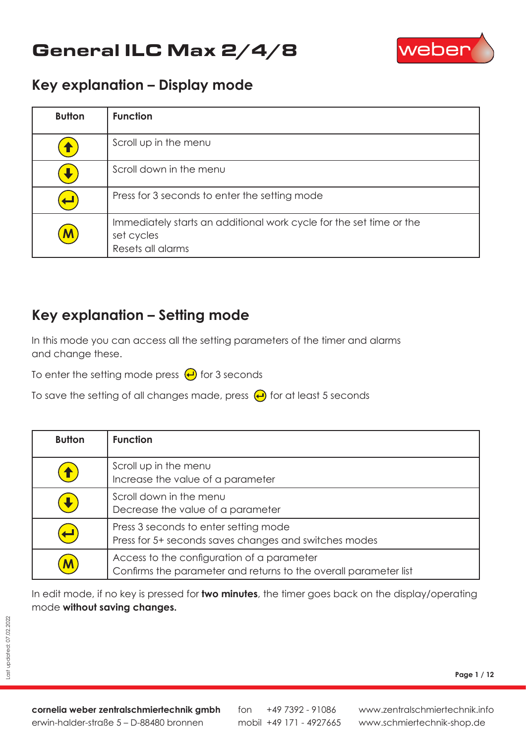# General ILC Max 2/4/8

## Key explanation – Display mode

| Button | Function |
|---|---|
| ↑ | Scroll up in the menu |
| ↓ | Scroll down in the menu |
| ↵ | Press for 3 seconds to enter the setting mode |
| M | Immediately starts an additional work cycle for the set time or the set cycles<br>Resets all alarms |

## Key explanation – Setting mode

In this mode you can access all the setting parameters of the timer and alarms and change these.

To enter the setting mode press ↵ for 3 seconds

To save the setting of all changes made, press ↵ for at least 5 seconds

| Button | Function |
|---|---|
| ↑ | Scroll up in the menu<br>Increase the value of a parameter |
| ↓ | Scroll down in the menu<br>Decrease the value of a parameter |
| ↵ | Press 3 seconds to enter setting mode<br>Press for 5+ seconds saves changes and switches modes |
| M | Access to the configuration of a parameter<br>Confirms the parameter and returns to the overall parameter list |

In edit mode, if no key is pressed for **two minutes**, the timer goes back on the display/operating mode **without saving changes.**

Last updated: 07.02.2022

**cornelia weber zentralschmiertechnik gmbh**
erwin-halder-straße 5 – D-88480 bronnen

fon +49 7392 - 91086
mobil +49 171 - 4927665

www.zentralschmiertechnik.info
www.schmiertechnik-shop.de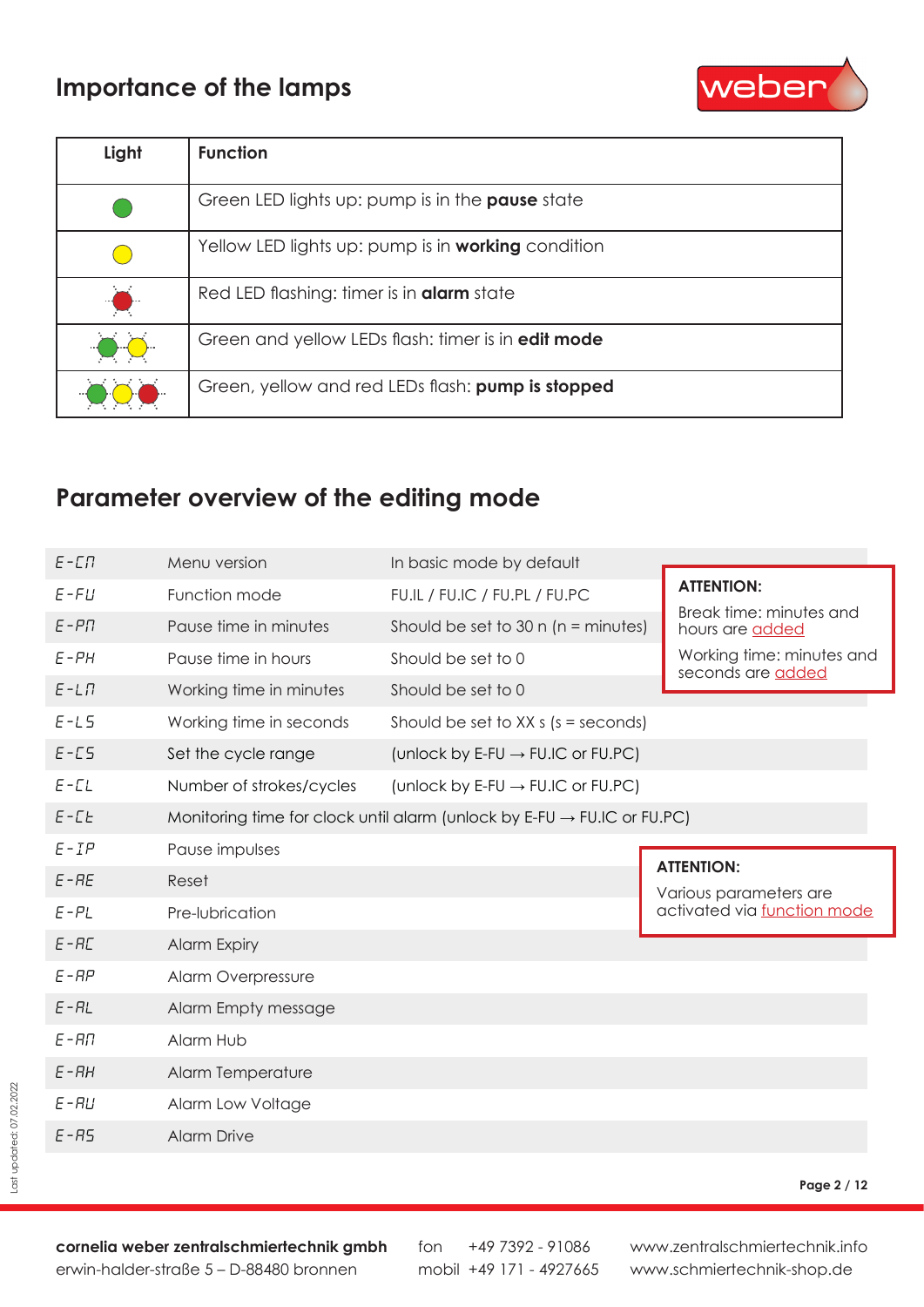# Importance of the lamps

| Light | Function |
|---|---|
| Green | Green LED lights up: pump is in the **pause** state |
| Yellow | Yellow LED lights up: pump is in **working** condition |
| Red (flashing) | Red LED flashing: timer is in **alarm** state |
| Green + Yellow (flashing) | Green and yellow LEDs flash: timer is in **edit mode** |
| Green + Yellow + Red (flashing) | Green, yellow and red LEDs flash: **pump is stopped** |

# Parameter overview of the editing mode

| Code | Parameter | Note |
|---|---|---|
| E-CN | Menu version | In basic mode by default |
| E-FU | Function mode | FU.IL / FU.IC / FU.PL / FU.PC |
| E-PN | Pause time in minutes | Should be set to 30 n (n = minutes) |
| E-PH | Pause time in hours | Should be set to 0 |
| E-LN | Working time in minutes | Should be set to 0 |
| E-LS | Working time in seconds | Should be set to XX s (s = seconds) |
| E-CS | Set the cycle range | (unlock by E-FU → FU.IC or FU.PC) |
| E-CL | Number of strokes/cycles | (unlock by E-FU → FU.IC or FU.PC) |
| E-Ct | Monitoring time for clock until alarm (unlock by E-FU → FU.IC or FU.PC) | |
| E-IP | Pause impulses | |
| E-RE | Reset | |
| E-PL | Pre-lubrication | |
| E-AC | Alarm Expiry | |
| E-AP | Alarm Overpressure | |
| E-AL | Alarm Empty message | |
| E-AN | Alarm Hub | |
| E-AH | Alarm Temperature | |
| E-AU | Alarm Low Voltage | |
| E-AS | Alarm Drive | |

**ATTENTION:**

Break time: minutes and hours are added

Working time: minutes and seconds are added

**ATTENTION:**

Various parameters are activated via function mode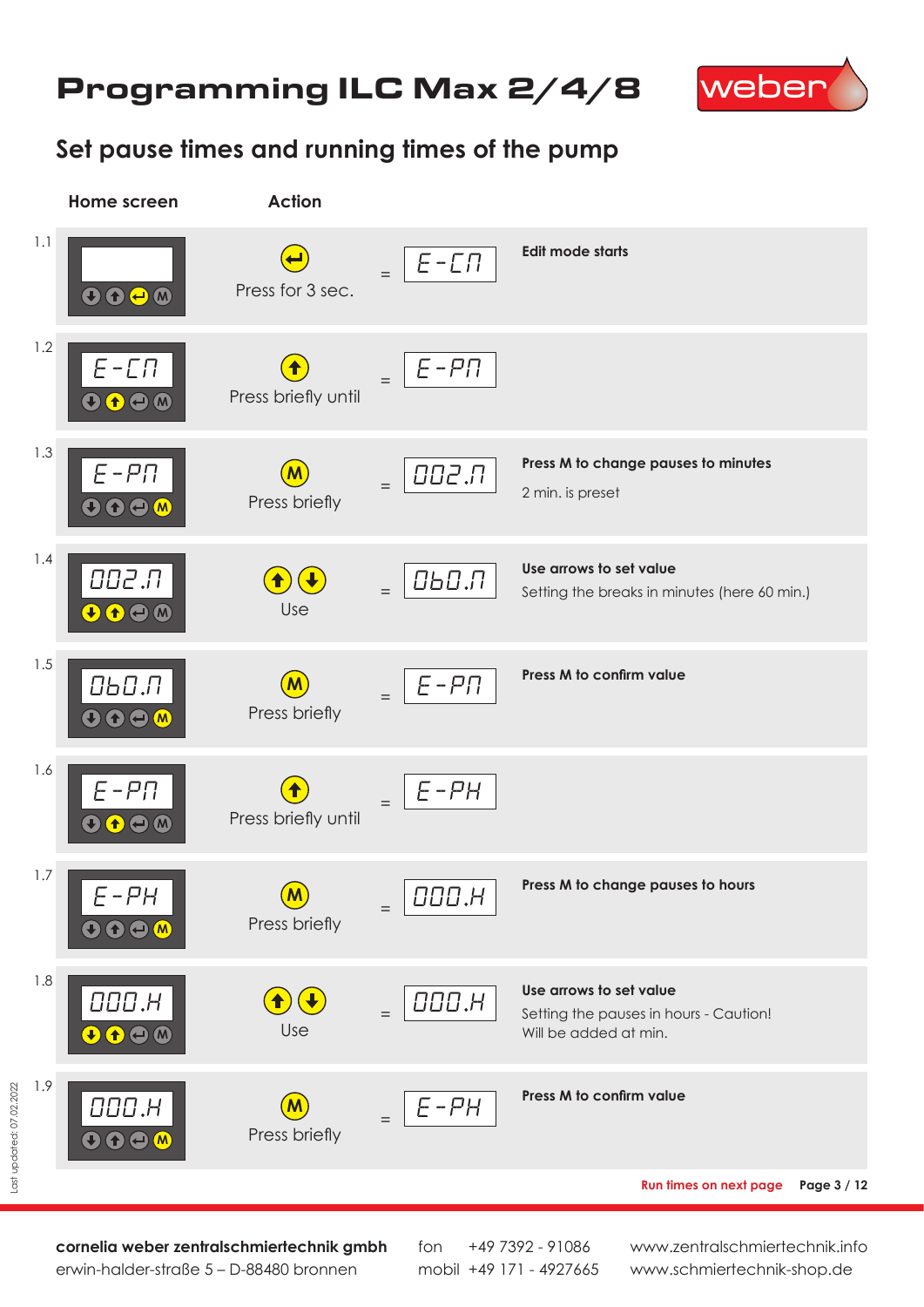# Programming ILC Max 2/4/8

weber

## Set pause times and running times of the pump

| | Home screen | Action | | Result | |
|---|---|---|---|---|---|
| 1.1 | | Press for 3 sec. | = | E-CM | **Edit mode starts** |
| 1.2 | E-CM | Press briefly until | = | E-PM | |
| 1.3 | E-PM | Press briefly | = | 002.M | **Press M to change pauses to minutes**<br>2 min. is preset |
| 1.4 | 002.M | Use | = | 060.M | **Use arrows to set value**<br>Setting the breaks in minutes (here 60 min.) |
| 1.5 | 060.M | Press briefly | = | E-PM | **Press M to confirm value** |
| 1.6 | E-PM | Press briefly until | = | E-PH | |
| 1.7 | E-PH | Press briefly | = | 000.H | **Press M to change pauses to hours** |
| 1.8 | 000.H | Use | = | 000.H | **Use arrows to set value**<br>Setting the pauses in hours - Caution! Will be added at min. |
| 1.9 | 000.H | Press briefly | = | E-PH | **Press M to confirm value** |

**Run times on next page**

Last updated: 07.02.2022

**cornelia weber zentralschmiertechnik gmbh**
erwin-halder-straße 5 – D-88480 bronnen

fon +49 7392 - 91086
mobil +49 171 - 4927665

www.zentralschmiertechnik.info
www.schmiertechnik-shop.de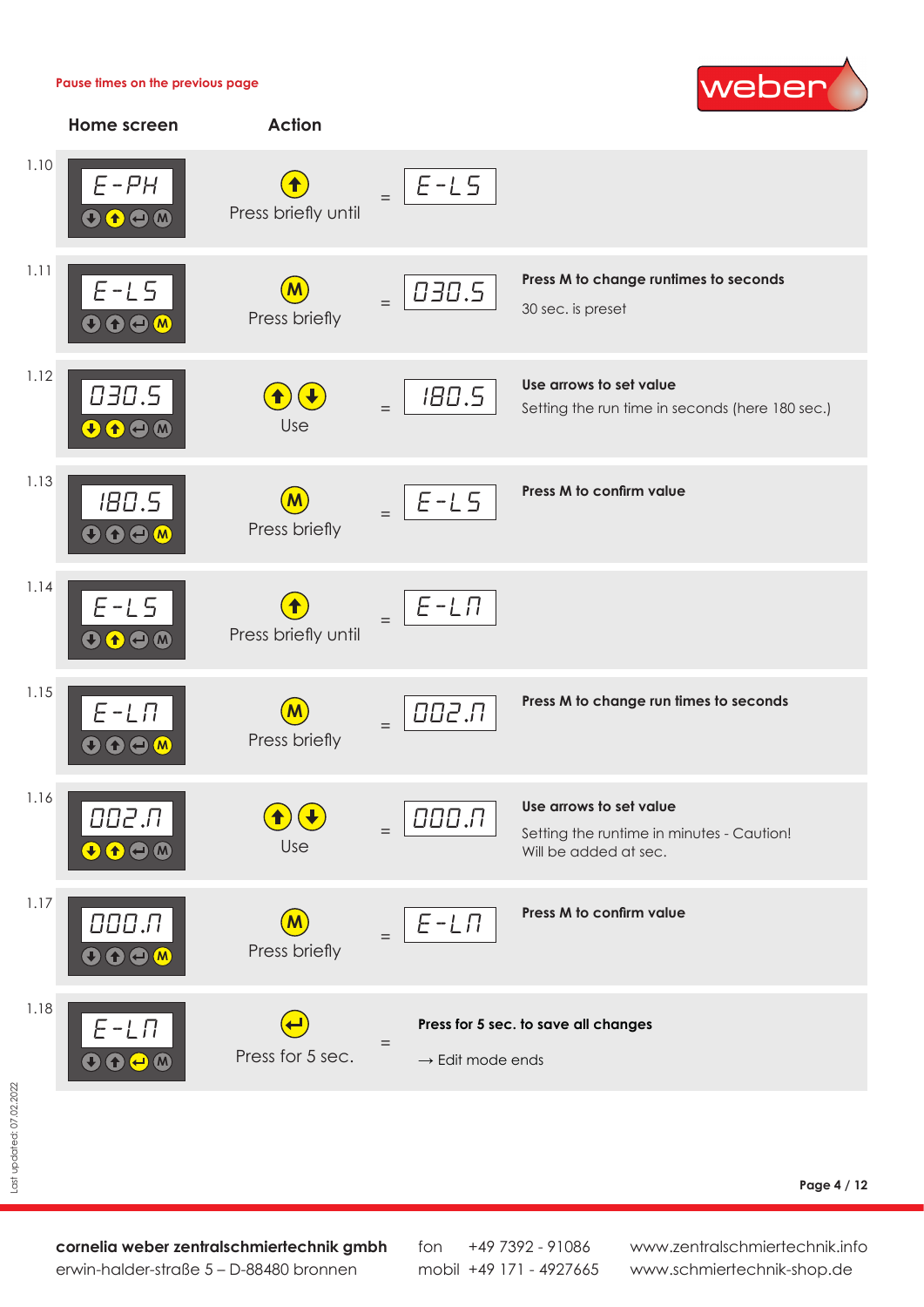Pause times on the previous page

| | Home screen | Action | | Result | |
|---|---|---|---|---|---|
| 1.10 | E-PH | ↑ Press briefly until | = | E-LS | |
| 1.11 | E-LS | M Press briefly | = | 030.S | **Press M to change runtimes to seconds** 30 sec. is preset |
| 1.12 | 030.S | ↑ ↓ Use | = | 180.S | **Use arrows to set value** Setting the run time in seconds (here 180 sec.) |
| 1.13 | 180.S | M Press briefly | = | E-LS | **Press M to confirm value** |
| 1.14 | E-LS | ↑ Press briefly until | = | E-LM | |
| 1.15 | E-LM | M Press briefly | = | 002.M | **Press M to change run times to seconds** |
| 1.16 | 002.M | ↑ ↓ Use | = | 000.M | **Use arrows to set value** Setting the runtime in minutes - Caution! Will be added at sec. |
| 1.17 | 000.M | M Press briefly | = | E-LM | **Press M to confirm value** |
| 1.18 | E-LM | ↵ Press for 5 sec. | = | | **Press for 5 sec. to save all changes** → Edit mode ends |

Last updated: 07.02.2022

**cornelia weber zentralschmiertechnik gmbh**
erwin-halder-straße 5 – D-88480 bronnen

fon +49 7392 - 91086
mobil +49 171 - 4927665

www.zentralschmiertechnik.info
www.schmiertechnik-shop.de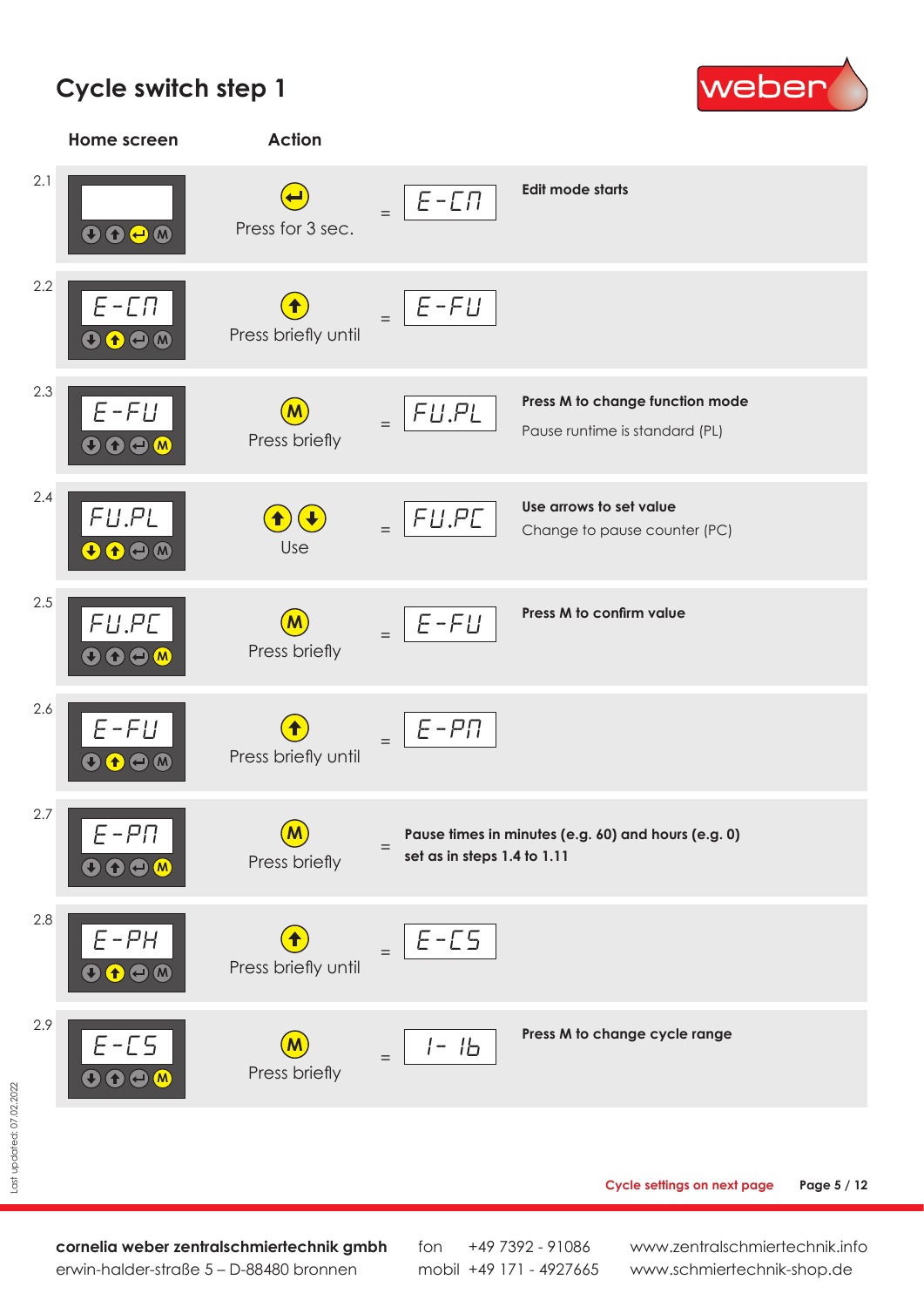# Cycle switch step 1

| | Home screen | Action | | Result | |
|---|---|---|---|---|---|
| 2.1 | | Press for 3 sec. | = | E-CN | **Edit mode starts** |
| 2.2 | E-CN | Press briefly until | = | E-FU | |
| 2.3 | E-FU | Press briefly | = | FU.PL | **Press M to change function mode** Pause runtime is standard (PL) |
| 2.4 | FU.PL | Use | = | FU.PC | **Use arrows to set value** Change to pause counter (PC) |
| 2.5 | FU.PC | Press briefly | = | E-FU | **Press M to confirm value** |
| 2.6 | E-FU | Press briefly until | = | E-PN | |
| 2.7 | E-PN | Press briefly | = | **Pause times in minutes (e.g. 60) and hours (e.g. 0) set as in steps 1.4 to 1.11** | |
| 2.8 | E-PH | Press briefly until | = | E-CS | |
| 2.9 | E-CS | Press briefly | = | 1- 16 | **Press M to change cycle range** |

Cycle settings on next page

**cornelia weber zentralschmiertechnik gmbh**
erwin-halder-straße 5 – D-88480 bronnen

fon +49 7392 - 91086
mobil +49 171 - 4927665

www.zentralschmiertechnik.info
www.schmiertechnik-shop.de

Last updated: 07.02.2022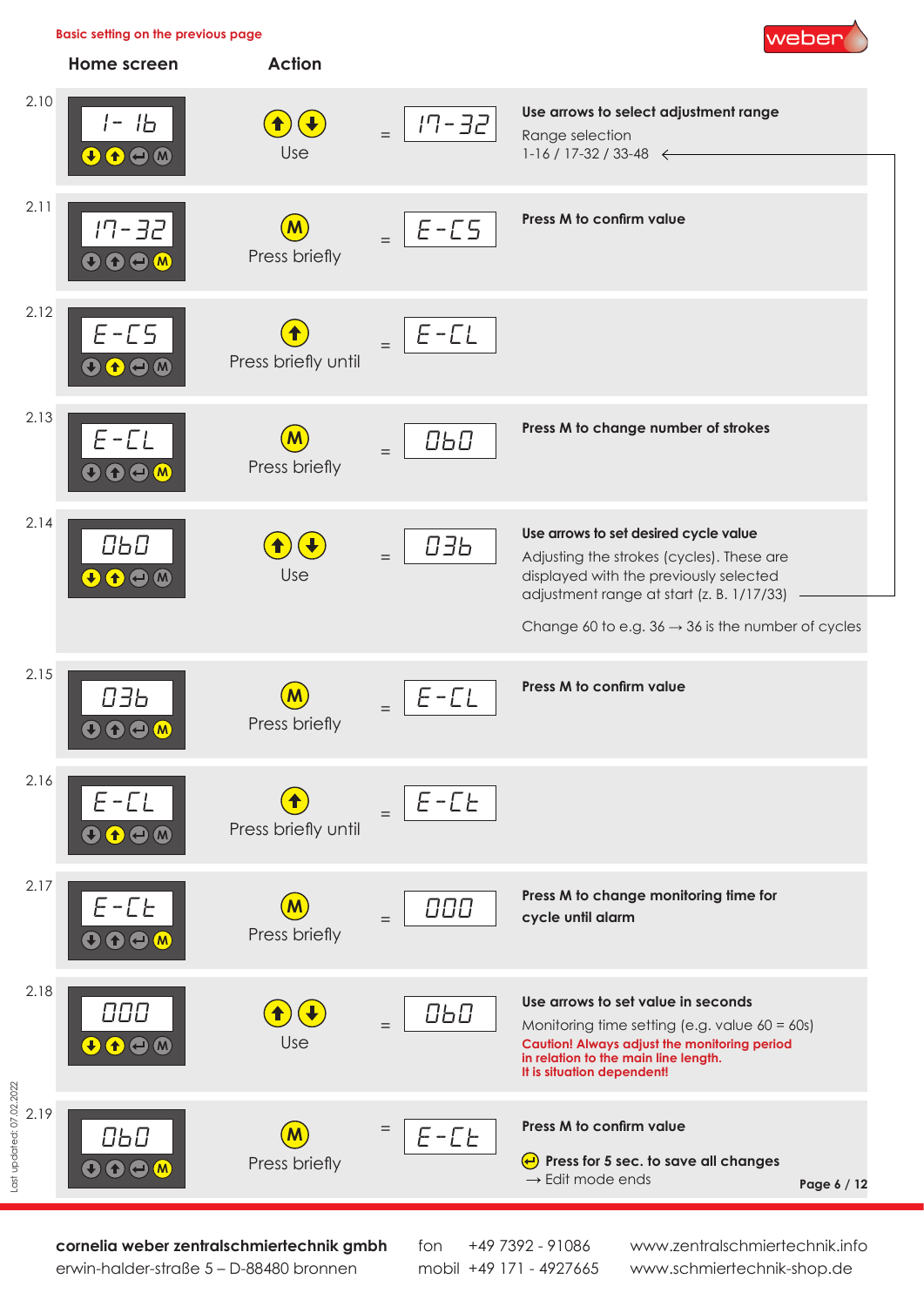Basic setting on the previous page

| | Home screen | Action | | | |
|---|---|---|---|---|---|
| 2.10 | 1- 16 | ⬆ ⬇ Use | = | 17-32 | **Use arrows to select adjustment range**<br>Range selection<br>1-16 / 17-32 / 33-48 |
| 2.11 | 17-32 | M Press briefly | = | E-CS | **Press M to confirm value** |
| 2.12 | E-CS | ⬆ Press briefly until | = | E-CL | |
| 2.13 | E-CL | M Press briefly | = | 060 | **Press M to change number of strokes** |
| 2.14 | 060 | ⬆ ⬇ Use | = | 036 | **Use arrows to set desired cycle value**<br>Adjusting the strokes (cycles). These are displayed with the previously selected adjustment range at start (z. B. 1/17/33)<br>Change 60 to e.g. 36 → 36 is the number of cycles |
| 2.15 | 036 | M Press briefly | = | E-CL | **Press M to confirm value** |
| 2.16 | E-CL | ⬆ Press briefly until | = | E-Ct | |
| 2.17 | E-Ct | M Press briefly | = | 000 | **Press M to change monitoring time for cycle until alarm** |
| 2.18 | 000 | ⬆ ⬇ Use | = | 060 | **Use arrows to set value in seconds**<br>Monitoring time setting (e.g. value 60 = 60s)<br>**Caution! Always adjust the monitoring period in relation to the main line length. It is situation dependent!** |
| 2.19 | 060 | M Press briefly | = | E-Ct | **Press M to confirm value**<br>↵ **Press for 5 sec. to save all changes**<br>→ Edit mode ends |

Last updated: 07.02.2022

**cornelia weber zentralschmiertechnik gmbh**
erwin-halder-straße 5 – D-88480 bronnen

fon +49 7392 - 91086
mobil +49 171 - 4927665

www.zentralschmiertechnik.info
www.schmiertechnik-shop.de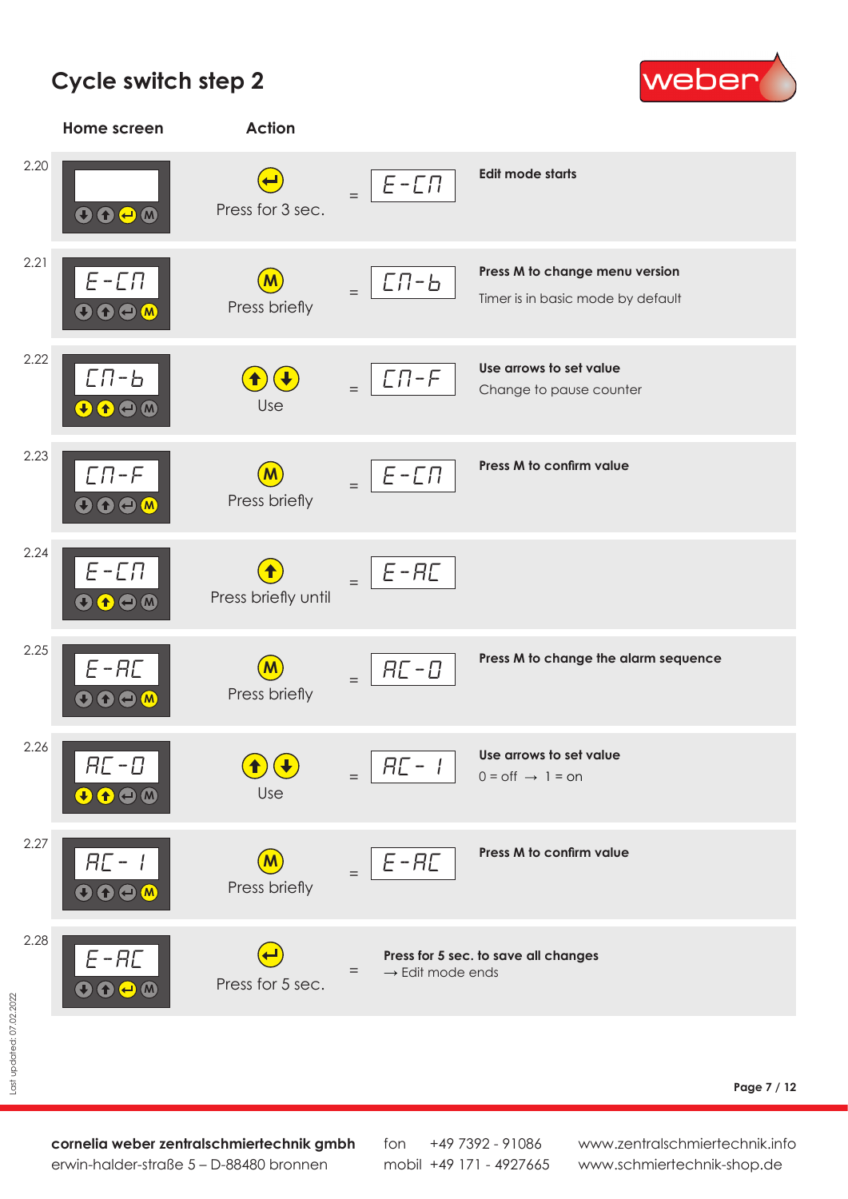# Cycle switch step 2

| | Home screen | Action | | Display | |
|---|---|---|---|---|---|
| 2.20 | (blank) | Press for 3 sec. (↵) | = | E-CN | **Edit mode starts** |
| 2.21 | E-CN | Press briefly (M) | = | CN-b | **Press M to change menu version** Timer is in basic mode by default |
| 2.22 | CN-b | Use (↑)(↓) | = | CN-F | **Use arrows to set value** Change to pause counter |
| 2.23 | CN-F | Press briefly (M) | = | E-CN | **Press M to confirm value** |
| 2.24 | E-CN | Press briefly until (↑) | = | E-AC | |
| 2.25 | E-AC | Press briefly (M) | = | AC-0 | **Press M to change the alarm sequence** |
| 2.26 | AC-0 | Use (↑)(↓) | = | AC- 1 | **Use arrows to set value** 0 = off → 1 = on |
| 2.27 | AC- 1 | Press briefly (M) | = | E-AC | **Press M to confirm value** |
| 2.28 | E-AC | Press for 5 sec. (↵) | = | | **Press for 5 sec. to save all changes** → Edit mode ends |

Last updated: 07.02.2022

**cornelia weber zentralschmiertechnik gmbh**
erwin-halder-straße 5 – D-88480 bronnen

fon +49 7392 - 91086
mobil +49 171 - 4927665

www.zentralschmiertechnik.info
www.schmiertechnik-shop.de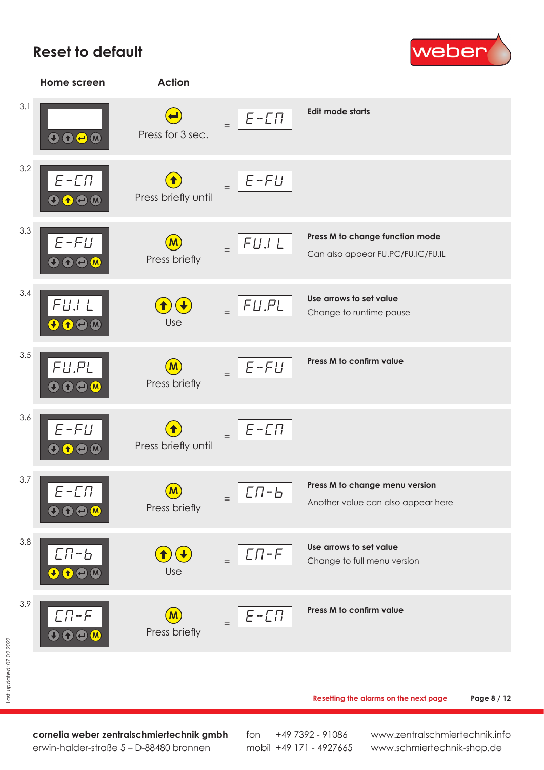# Reset to default

| Step | Home screen | Action | | Result | Note |
|---|---|---|---|---|---|
| 3.1 | | Press for 3 sec. | = | E-CM | **Edit mode starts** |
| 3.2 | E-CM | Press briefly until | = | E-FU | |
| 3.3 | E-FU | Press briefly | = | FU.I L | **Press M to change function mode** Can also appear FU.PC/FU.IC/FU.IL |
| 3.4 | FU.I L | Use | = | FU.PL | **Use arrows to set value** Change to runtime pause |
| 3.5 | FU.PL | Press briefly | = | E-FU | **Press M to confirm value** |
| 3.6 | E-FU | Press briefly until | = | E-CM | |
| 3.7 | E-CM | Press briefly | = | CM-b | **Press M to change menu version** Another value can also appear here |
| 3.8 | CM-b | Use | = | CM-F | **Use arrows to set value** Change to full menu version |
| 3.9 | CM-F | Press briefly | = | E-CM | **Press M to confirm value** |

Resetting the alarms on the next page

Last updated: 07.02.2022

**cornelia weber zentralschmiertechnik gmbh**
erwin-halder-straße 5 – D-88480 bronnen

fon +49 7392 - 91086
mobil +49 171 - 4927665

www.zentralschmiertechnik.info
www.schmiertechnik-shop.de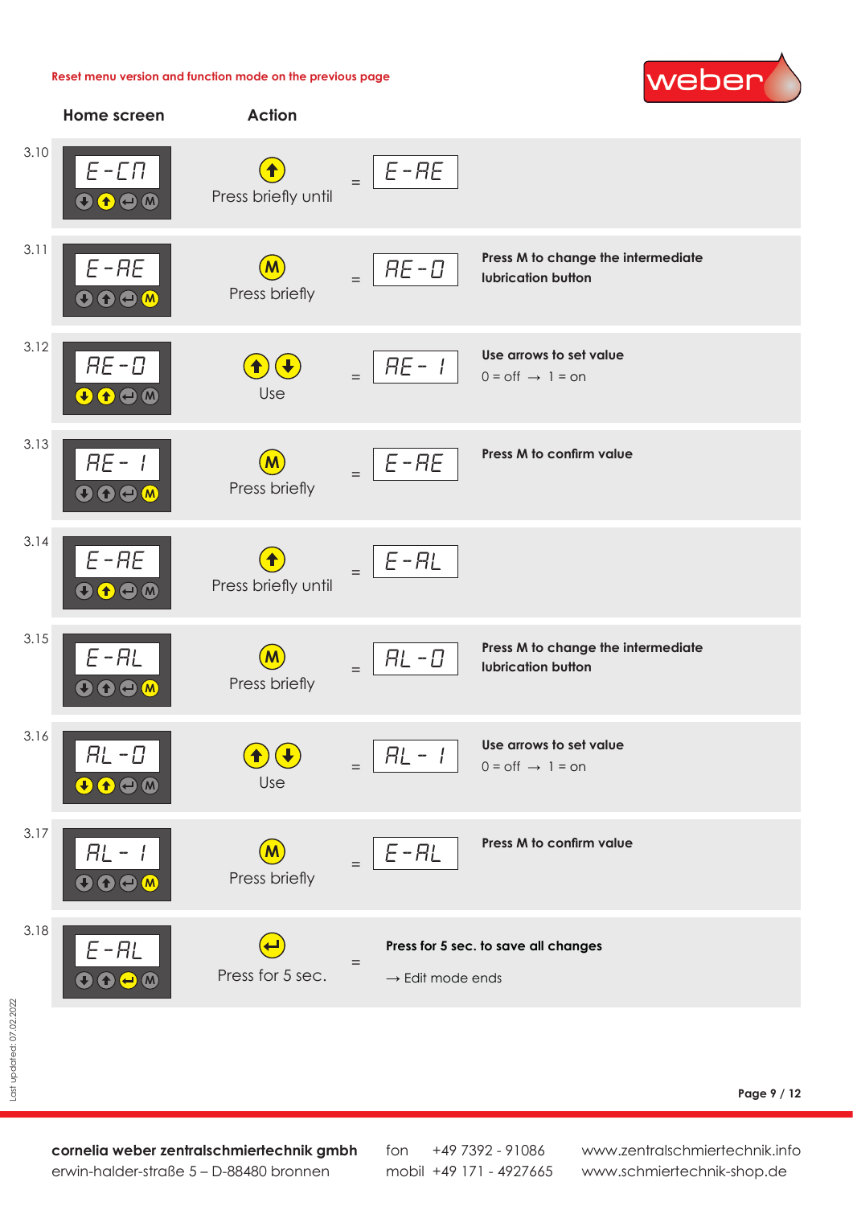Reset menu version and function mode on the previous page

| | Home screen | Action | | Result | |
|---|---|---|---|---|---|
| 3.10 | E-CN | Press briefly until | = | E-AE | |
| 3.11 | E-AE | Press briefly | = | AE-0 | **Press M to change the intermediate lubrication button** |
| 3.12 | AE-0 | Use | = | AE-1 | **Use arrows to set value** 0 = off → 1 = on |
| 3.13 | AE-1 | Press briefly | = | E-AE | **Press M to confirm value** |
| 3.14 | E-AE | Press briefly until | = | E-AL | |
| 3.15 | E-AL | Press briefly | = | AL-0 | **Press M to change the intermediate lubrication button** |
| 3.16 | AL-0 | Use | = | AL-1 | **Use arrows to set value** 0 = off → 1 = on |
| 3.17 | AL-1 | Press briefly | = | E-AL | **Press M to confirm value** |
| 3.18 | E-AL | Press for 5 sec. | = | | **Press for 5 sec. to save all changes** → Edit mode ends |

Last updated: 07.02.2022

**cornelia weber zentralschmiertechnik gmbh**
erwin-halder-straße 5 – D-88480 bronnen

fon +49 7392 - 91086
mobil +49 171 - 4927665

www.zentralschmiertechnik.info
www.schmiertechnik-shop.de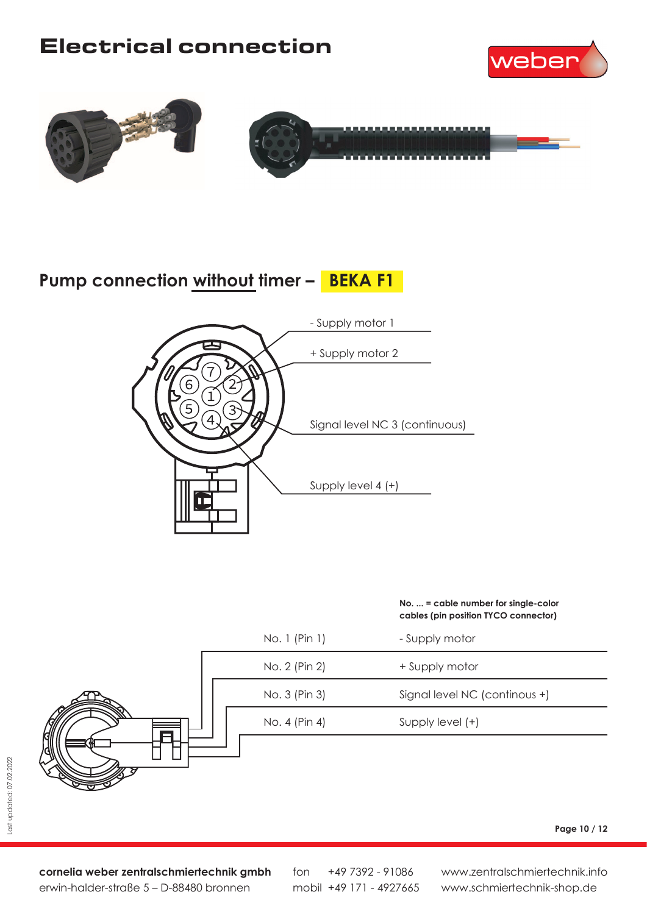# Electrical connection

## Pump connection without timer – BEKA F1

- Supply motor 1

+ Supply motor 2

Signal level NC 3 (continuous)

Supply level 4 (+)

**No. ... = cable number for single-color cables (pin position TYCO connector)**

| | |
|---|---|
| No. 1 (Pin 1) | - Supply motor |
| No. 2 (Pin 2) | + Supply motor |
| No. 3 (Pin 3) | Signal level NC (continous +) |
| No. 4 (Pin 4) | Supply level (+) |

Last updated: 07.02.2022

**cornelia weber zentralschmiertechnik gmbh**
erwin-halder-straße 5 – D-88480 bronnen

fon +49 7392 - 91086
mobil +49 171 - 4927665

www.zentralschmiertechnik.info
www.schmiertechnik-shop.de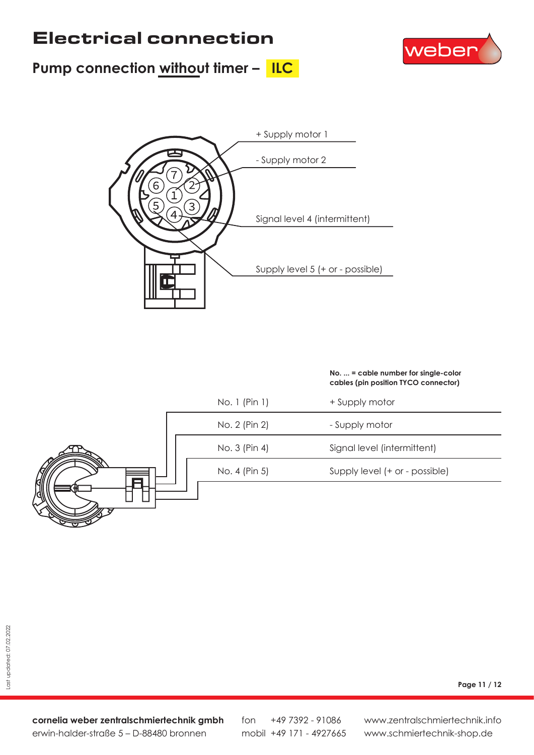# Electrical connection

## Pump connection without timer – ILC

+ Supply motor 1

- Supply motor 2

Signal level 4 (intermittent)

Supply level 5 (+ or - possible)

**No. ... = cable number for single-color cables (pin position TYCO connector)**

| | |
|---|---|
| No. 1 (Pin 1) | + Supply motor |
| No. 2 (Pin 2) | - Supply motor |
| No. 3 (Pin 4) | Signal level (intermittent) |
| No. 4 (Pin 5) | Supply level (+ or - possible) |

Last updated: 07.02.2022

**cornelia weber zentralschmiertechnik gmbh**
erwin-halder-straße 5 – D-88480 bronnen

fon +49 7392 - 91086
mobil +49 171 - 4927665

www.zentralschmiertechnik.info
www.schmiertechnik-shop.de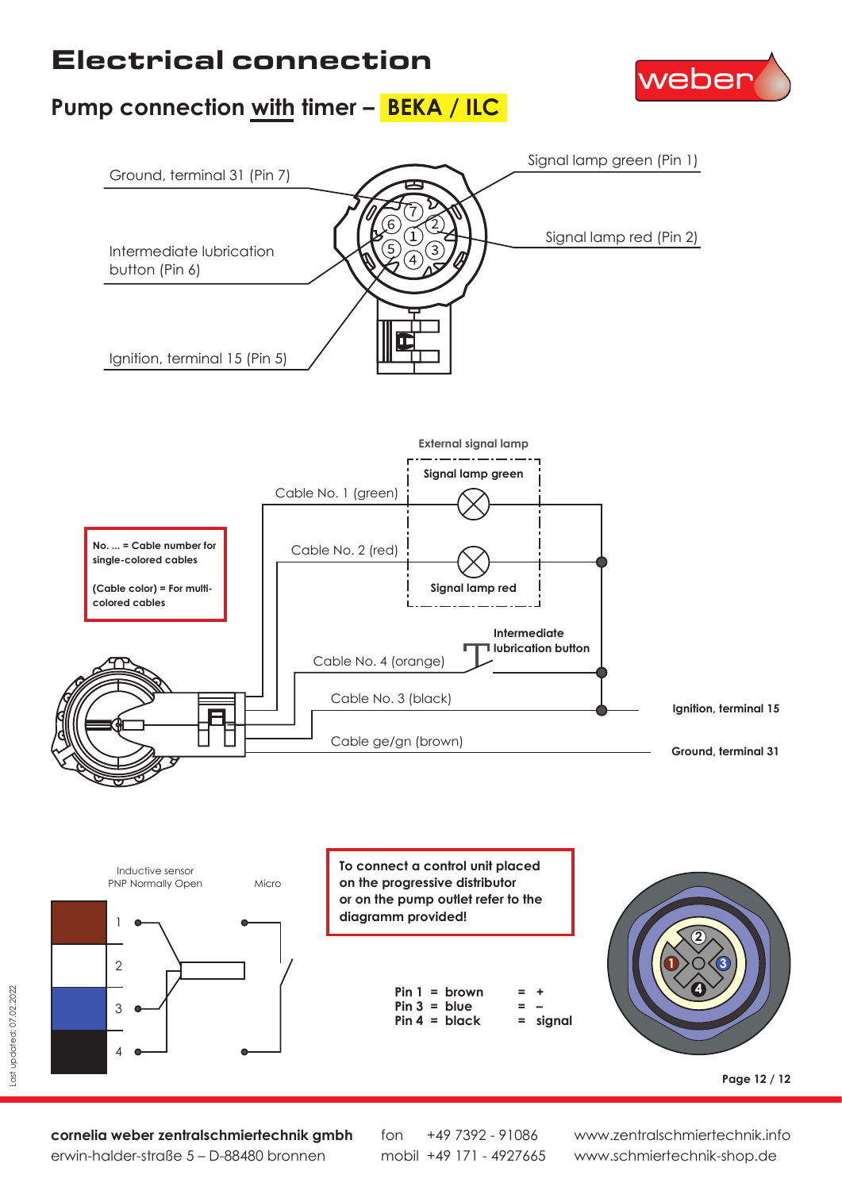# Electrical connection

## Pump connection with timer – BEKA / ILC

Ground, terminal 31 (Pin 7)

Signal lamp green (Pin 1)

Intermediate lubrication button (Pin 6)

Signal lamp red (Pin 2)

Ignition, terminal 15 (Pin 5)

7
6
2
1
5
3
4

External signal lamp

Signal lamp green

Cable No. 1 (green)

Cable No. 2 (red)

Signal lamp red

**No. ... = Cable number for single-colored cables**

**(Cable color) = For multi-colored cables**

Intermediate lubrication button

Cable No. 4 (orange)

Cable No. 3 (black)

Ignition, terminal 15

Cable ge/gn (brown)

Ground, terminal 31

Inductive sensor
PNP Normally Open

Micro

1
2
3
4

**To connect a control unit placed on the progressive distributor or on the pump outlet refer to the diagramm provided!**

| | | | | | |
|---|---|---|---|---|---|
| **Pin 1** | **=** | **brown** | **=** | **+** |
| **Pin 3** | **=** | **blue** | **=** | **–** |
| **Pin 4** | **=** | **black** | **=** | **signal** |

2
1
3
4

Last updated: 07.02.2022

**cornelia weber zentralschmiertechnik gmbh**
erwin-halder-straße 5 – D-88480 bronnen

fon +49 7392 - 91086
mobil +49 171 - 4927665

www.zentralschmiertechnik.info
www.schmiertechnik-shop.de